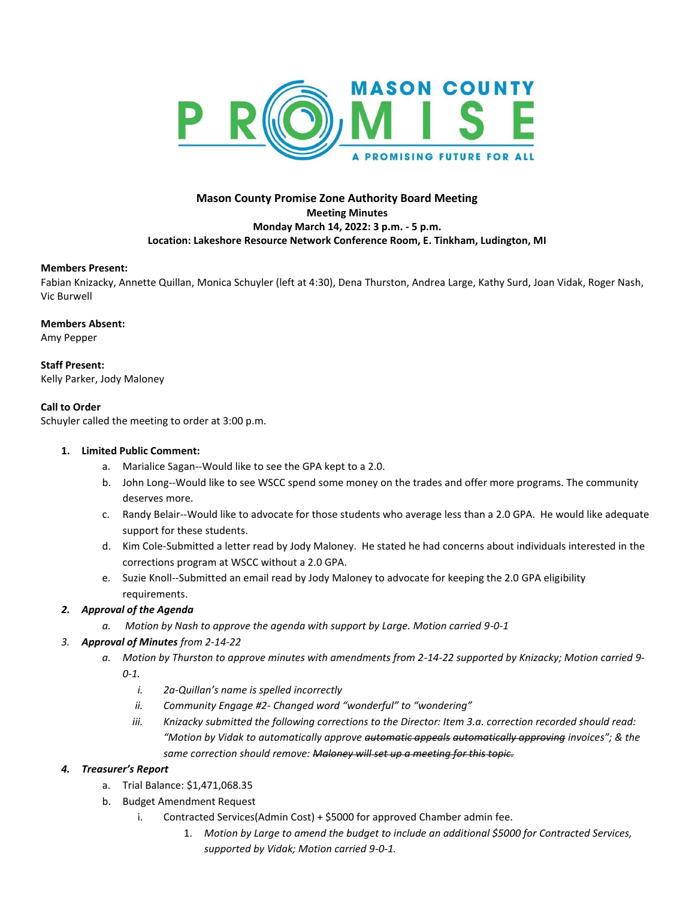MASON COUNTY PROMISE

A PROMISING FUTURE FOR ALL

**Mason County Promise Zone Authority Board Meeting**
**Meeting Minutes**
**Monday March 14, 2022: 3 p.m. - 5 p.m.**
**Location: Lakeshore Resource Network Conference Room, E. Tinkham, Ludington, MI**

**Members Present:**
Fabian Knizacky, Annette Quillan, Monica Schuyler (left at 4:30), Dena Thurston, Andrea Large, Kathy Surd, Joan Vidak, Roger Nash, Vic Burwell

**Members Absent:**
Amy Pepper

**Staff Present:**
Kelly Parker, Jody Maloney

**Call to Order**
Schuyler called the meeting to order at 3:00 p.m.

1. **Limited Public Comment:**
    a. Marialice Sagan--Would like to see the GPA kept to a 2.0.
    b. John Long--Would like to see WSCC spend some money on the trades and offer more programs. The community deserves more.
    c. Randy Belair--Would like to advocate for those students who average less than a 2.0 GPA. He would like adequate support for these students.
    d. Kim Cole-Submitted a letter read by Jody Maloney. He stated he had concerns about individuals interested in the corrections program at WSCC without a 2.0 GPA.
    e. Suzie Knoll--Submitted an email read by Jody Maloney to advocate for keeping the 2.0 GPA eligibility requirements.
2. ***Approval of the Agenda***
    a. *Motion by Nash to approve the agenda with support by Large. Motion carried 9-0-1*
3. ***Approval of Minutes** from 2-14-22*
    a. *Motion by Thurston to approve minutes with amendments from 2-14-22 supported by Knizacky; Motion carried 9-0-1.*
        i. *2a-Quillan's name is spelled incorrectly*
        ii. *Community Engage #2- Changed word "wonderful" to "wondering"*
        iii. *Knizacky submitted the following corrections to the Director: Item 3.a. correction recorded should read: "Motion by Vidak to automatically approve ~~automatic appeals~~ ~~automatically approving~~ invoices"; & the same correction should remove: ~~Maloney will set up a meeting for this topic.~~*
4. ***Treasurer's Report***
    a. Trial Balance: $1,471,068.35
    b. Budget Amendment Request
        i. Contracted Services(Admin Cost) + $5000 for approved Chamber admin fee.
            1. *Motion by Large to amend the budget to include an additional $5000 for Contracted Services, supported by Vidak; Motion carried 9-0-1.*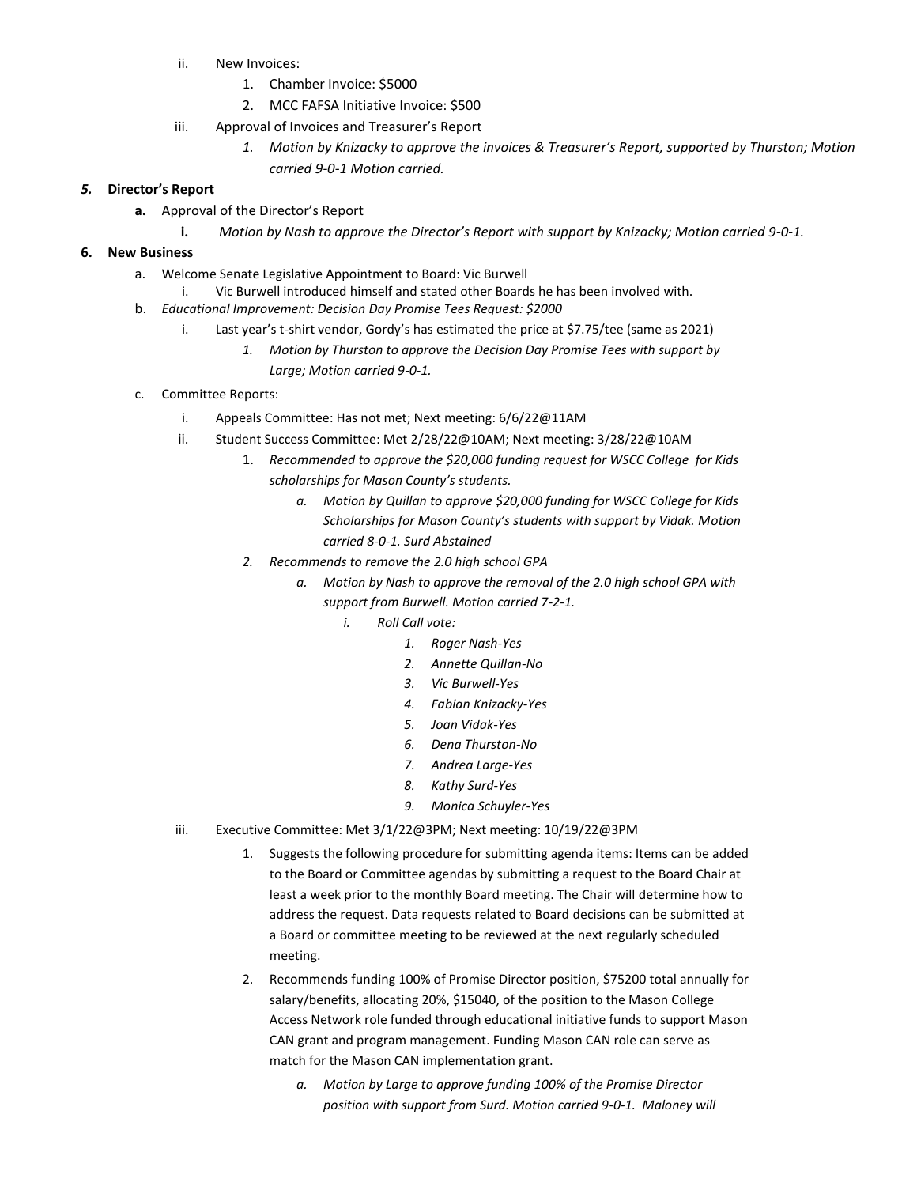ii. New Invoices:
      1. Chamber Invoice: $5000
      2. MCC FAFSA Initiative Invoice: $500
   iii. Approval of Invoices and Treasurer's Report
      1. *Motion by Knizacky to approve the invoices & Treasurer's Report, supported by Thurston; Motion carried 9-0-1 Motion carried.*

***5.* Director's Report**

- **a.** Approval of the Director's Report
   - **i.** *Motion by Nash to approve the Director's Report with support by Knizacky; Motion carried 9-0-1.*

**6. New Business**

- a. Welcome Senate Legislative Appointment to Board: Vic Burwell
   - i. Vic Burwell introduced himself and stated other Boards he has been involved with.
- b. *Educational Improvement: Decision Day Promise Tees Request: $2000*
   - i. Last year's t-shirt vendor, Gordy's has estimated the price at $7.75/tee (same as 2021)
      1. *Motion by Thurston to approve the Decision Day Promise Tees with support by Large; Motion carried 9-0-1.*
- c. Committee Reports:
   - i. Appeals Committee: Has not met; Next meeting: 6/6/22@11AM
   - ii. Student Success Committee: Met 2/28/22@10AM; Next meeting: 3/28/22@10AM
      1. *Recommended to approve the $20,000 funding request for WSCC College for Kids scholarships for Mason County's students.*
         - a. *Motion by Quillan to approve $20,000 funding for WSCC College for Kids Scholarships for Mason County's students with support by Vidak. Motion carried 8-0-1. Surd Abstained*
      2. *Recommends to remove the 2.0 high school GPA*
         - a. *Motion by Nash to approve the removal of the 2.0 high school GPA with support from Burwell. Motion carried 7-2-1.*
            - i. *Roll Call vote:*
               1. *Roger Nash-Yes*
               2. *Annette Quillan-No*
               3. *Vic Burwell-Yes*
               4. *Fabian Knizacky-Yes*
               5. *Joan Vidak-Yes*
               6. *Dena Thurston-No*
               7. *Andrea Large-Yes*
               8. *Kathy Surd-Yes*
               9. *Monica Schuyler-Yes*
   - iii. Executive Committee: Met 3/1/22@3PM; Next meeting: 10/19/22@3PM
      1. Suggests the following procedure for submitting agenda items: Items can be added to the Board or Committee agendas by submitting a request to the Board Chair at least a week prior to the monthly Board meeting. The Chair will determine how to address the request. Data requests related to Board decisions can be submitted at a Board or committee meeting to be reviewed at the next regularly scheduled meeting.
      2. Recommends funding 100% of Promise Director position, $75200 total annually for salary/benefits, allocating 20%, $15040, of the position to the Mason College Access Network role funded through educational initiative funds to support Mason CAN grant and program management. Funding Mason CAN role can serve as match for the Mason CAN implementation grant.
         - a. *Motion by Large to approve funding 100% of the Promise Director position with support from Surd. Motion carried 9-0-1. Maloney will*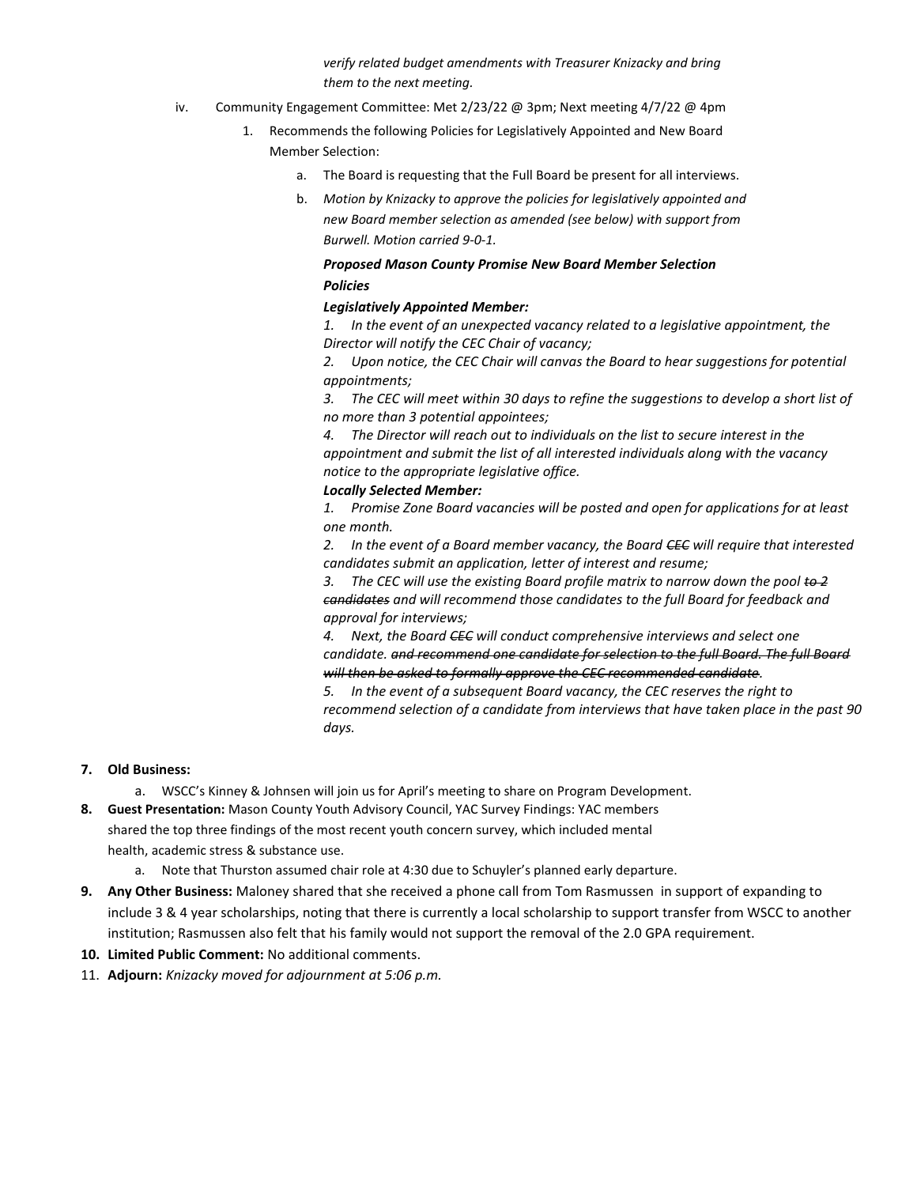*verify related budget amendments with Treasurer Knizacky and bring them to the next meeting.*

iv. Community Engagement Committee: Met 2/23/22 @ 3pm; Next meeting 4/7/22 @ 4pm

1. Recommends the following Policies for Legislatively Appointed and New Board Member Selection:

   a. The Board is requesting that the Full Board be present for all interviews.

   b. *Motion by Knizacky to approve the policies for legislatively appointed and new Board member selection as amended (see below) with support from Burwell. Motion carried 9-0-1.*

   ***Proposed Mason County Promise New Board Member Selection Policies***

   ***Legislatively Appointed Member:***

   *1. In the event of an unexpected vacancy related to a legislative appointment, the Director will notify the CEC Chair of vacancy;*

   *2. Upon notice, the CEC Chair will canvas the Board to hear suggestions for potential appointments;*

   *3. The CEC will meet within 30 days to refine the suggestions to develop a short list of no more than 3 potential appointees;*

   *4. The Director will reach out to individuals on the list to secure interest in the appointment and submit the list of all interested individuals along with the vacancy notice to the appropriate legislative office.*

   ***Locally Selected Member:***

   *1. Promise Zone Board vacancies will be posted and open for applications for at least one month.*

   *2. In the event of a Board member vacancy, the Board ~~CEC~~ will require that interested candidates submit an application, letter of interest and resume;*

   *3. The CEC will use the existing Board profile matrix to narrow down the pool ~~to 2 candidates~~ and will recommend those candidates to the full Board for feedback and approval for interviews;*

   *4. Next, the Board ~~CEC~~ will conduct comprehensive interviews and select one candidate. ~~and recommend one candidate for selection to the full Board. The full Board will then be asked to formally approve the CEC recommended candidate~~.*

   *5. In the event of a subsequent Board vacancy, the CEC reserves the right to recommend selection of a candidate from interviews that have taken place in the past 90 days.*

7. **Old Business:**
   a. WSCC's Kinney & Johnsen will join us for April's meeting to share on Program Development.

8. **Guest Presentation:** Mason County Youth Advisory Council, YAC Survey Findings: YAC members shared the top three findings of the most recent youth concern survey, which included mental health, academic stress & substance use.
   a. Note that Thurston assumed chair role at 4:30 due to Schuyler's planned early departure.

9. **Any Other Business:** Maloney shared that she received a phone call from Tom Rasmussen in support of expanding to include 3 & 4 year scholarships, noting that there is currently a local scholarship to support transfer from WSCC to another institution; Rasmussen also felt that his family would not support the removal of the 2.0 GPA requirement.

10. **Limited Public Comment:** No additional comments.

11. **Adjourn:** *Knizacky moved for adjournment at 5:06 p.m.*